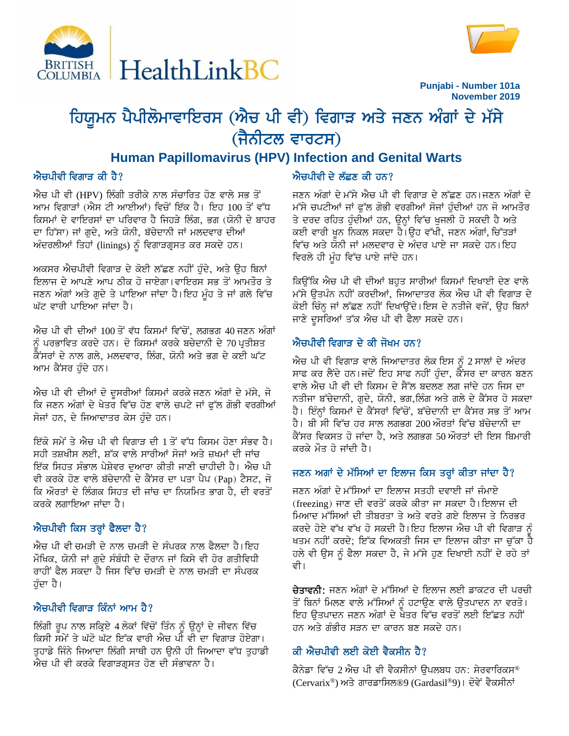Punjabi - Number 101a
November 2019

# ਹਿਊਮਨ ਪੈਪੀਲੋਮਾਵਾਇਰਸ (ਐਚ ਪੀ ਵੀ) ਵਿਗਾੜ ਅਤੇ ਜਣਨ ਅੰਗਾਂ ਦੇ ਮੱਸੇ (ਜੈਨੀਟਲ ਵਾਰਟਸ)

## Human Papillomavirus (HPV) Infection and Genital Warts

### ਐਚਪੀਵੀ ਵਿਗਾੜ ਕੀ ਹੈ?

ਐਚ ਪੀ ਵੀ (HPV) ਲਿੰਗੀ ਤਰੀਕੇ ਨਾਲ ਸੰਚਾਰਿਤ ਹੋਣ ਵਾਲੇ ਸਭ ਤੋਂ ਆਮ ਵਿਗਾੜਾਂ (ਐਸ ਟੀ ਆਈਆਂ) ਵਿਚੋਂ ਇੱਕ ਹੈ। ਇਹ 100 ਤੋਂ ਵੱਧ ਕਿਸਮਾਂ ਦੇ ਵਾਇਰਸਾਂ ਦਾ ਪਰਿਵਾਰ ਹੈ ਜਿਹੜੇ ਲਿੰਗ, ਭਗ (ਯੋਨੀ ਦੇ ਬਾਹਰ ਦਾ ਹਿੱਸਾ) ਜਾਂ ਗੁਦੇ, ਅਤੇ ਯੋਨੀ, ਬੱਚੇਦਾਨੀ ਜਾਂ ਮਲਦਵਾਰ ਦੀਆਂ ਅੰਦਰਲੀਆਂ ਤਿਹਾਂ (linings) ਨੂੰ ਵਿਗਾੜਗ੍ਰਸਤ ਕਰ ਸਕਦੇ ਹਨ।

ਅਕਸਰ ਐਚਪੀਵੀ ਵਿਗਾੜ ਦੇ ਕੋਈ ਲੱਛਣ ਨਹੀਂ ਹੁੰਦੇ, ਅਤੇ ਉਹ ਬਿਨਾਂ ਇਲਾਜ ਦੇ ਆਪਣੇ ਆਪ ਠੀਕ ਹੋ ਜਾਏਗਾ। ਵਾਇਰਸ ਸਭ ਤੋਂ ਆਮਤੌਰ ਤੇ ਜਣਨ ਅੰਗਾਂ ਅਤੇ ਗੁਦੇ ਤੇ ਪਾਇਆ ਜਾਂਦਾ ਹੈ। ਇਹ ਮੂੰਹ ਤੇ ਜਾਂ ਗਲੇ ਵਿੱਚ ਘੱਟ ਵਾਰੀ ਪਾਇਆ ਜਾਂਦਾ ਹੈ।

ਐਚ ਪੀ ਵੀ ਦੀਆਂ 100 ਤੋਂ ਵੱਧ ਕਿਸਮਾਂ ਵਿੱਚੋਂ, ਲਗਭਗ 40 ਜਣਨ ਅੰਗਾਂ ਨੂੰ ਪਰਭਾਵਿਤ ਕਰਦੇ ਹਨ। ਦੋ ਕਿਸਮਾਂ ਕਰਕੇ ਬਚੇਦਾਨੀ ਦੇ 70 ਪ੍ਰਤੀਸ਼ਤ ਕੈਂਸਰਾਂ ਦੇ ਨਾਲ ਗਲੇ, ਮਲਦਵਾਰ, ਲਿੰਗ, ਯੋਨੀ ਅਤੇ ਭਗ ਦੇ ਕਈ ਘੱਟ ਆਮ ਕੈਂਸਰ ਹੁੰਦੇ ਹਨ।

ਐਚ ਪੀ ਵੀ ਦੀਆਂ ਦੋ ਦੂਸਰੀਆਂ ਕਿਸਮਾਂ ਕਰਕੇ ਜਣਨ ਅੰਗਾਂ ਦੇ ਮੱਸੇ, ਜੋ ਕਿ ਜਣਨ ਅੰਗਾਂ ਦੇ ਖੇਤਰ ਵਿੱਚ ਹੋਣ ਵਾਲੇ ਚਪਟੇ ਜਾਂ ਫੁੱਲ ਗੋਭੀ ਵਰਗੀਆਂ ਸੋਜਾਂ ਹਨ, ਦੇ ਜਿਆਦਾਤਰ ਕੇਸ ਹੁੰਦੇ ਹਨ।

ਇੱਕੋ ਸਮੇਂ ਤੇ ਐਚ ਪੀ ਵੀ ਵਿਗਾੜ ਦੀ 1 ਤੋਂ ਵੱਧ ਕਿਸਮ ਹੋਣਾ ਸੰਭਵ ਹੈ। ਸਹੀ ਤਸ਼ਖੀਸ ਲਈ, ਸ਼ੱਕ ਵਾਲੇ ਸਾਰੀਆਂ ਸੋਜਾਂ ਅਤੇ ਜ਼ਖਮਾਂ ਦੀ ਜਾਂਚ ਇੱਕ ਸਿਹਤ ਸੰਭਾਲ ਪੇਸ਼ੇਵਰ ਦੁਆਰਾ ਕੀਤੀ ਜਾਣੀ ਚਾਹੀਦੀ ਹੈ। ਐਚ ਪੀ ਵੀ ਕਰਕੇ ਹੋਣ ਵਾਲੇ ਬੱਚੇਦਾਨੀ ਦੇ ਕੈਂਸਰ ਦਾ ਪਤਾ ਪੈਪ (Pap) ਟੈਸਟ, ਜੋ ਕਿ ਔਰਤਾਂ ਦੇ ਲਿੰਗਕ ਸਿਹਤ ਦੀ ਜਾਂਚ ਦਾ ਨਿਯਮਿਤ ਭਾਗ ਹੈ, ਦੀ ਵਰਤੋਂ ਕਰਕੇ ਲਗਾਇਆ ਜਾਂਦਾ ਹੈ।

### ਐਚਪੀਵੀ ਕਿਸ ਤਰ੍ਹਾਂ ਫੈਲਦਾ ਹੈ?

ਐਚ ਪੀ ਵੀ ਚਮੜੀ ਦੇ ਨਾਲ ਚਮੜੀ ਦੇ ਸੰਪਰਕ ਨਾਲ ਫੈਲਦਾ ਹੈ। ਇਹ ਮੌਖਿਕ, ਯੋਨੀ ਜਾਂ ਗੁਦੇ ਸੰਬੰਧੀ ਦੇ ਦੌਰਾਨ ਜਾਂ ਕਿਸੇ ਵੀ ਹੋਰ ਗਤੀਵਿਧੀ ਰਾਹੀਂ ਫੈਲ ਸਕਦਾ ਹੈ ਜਿਸ ਵਿੱਚ ਚਮੜੀ ਦੇ ਨਾਲ ਚਮੜੀ ਦਾ ਸੰਪਰਕ ਹੁੰਦਾ ਹੈ।

### ਐਚਪੀਵੀ ਵਿਗਾੜ ਕਿੰਨਾਂ ਆਮ ਹੈ?

ਲਿੰਗੀ ਰੂਪ ਨਾਲ ਸਕ੍ਰਿਏ 4 ਲੋਕਾਂ ਵਿੱਚੋਂ ਤਿੰਨ ਨੂੰ ਉਨ੍ਹਾਂ ਦੇ ਜੀਵਨ ਵਿੱਚ ਕਿਸੀ ਸਮੇਂ ਤੇ ਘੱਟੋ ਘੱਟ ਇੱਕ ਵਾਰੀ ਐਚ ਪੀ ਵੀ ਦਾ ਵਿਗਾੜ ਹੋਏਗਾ। ਤੁਹਾਡੇ ਜਿੰਨੇ ਜਿਆਦਾ ਲਿੰਗੀ ਸਾਥੀ ਹਨ ਉਨੀ ਹੀ ਜਿਆਦਾ ਵੱਧ ਤੁਹਾਡੀ ਐਚ ਪੀ ਵੀ ਕਰਕੇ ਵਿਗਾੜਗ੍ਰਸਤ ਹੋਣ ਦੀ ਸੰਭਾਵਨਾ ਹੈ।

### ਐਚਪੀਵੀ ਦੇ ਲੱਛਣ ਕੀ ਹਨ?

ਜਣਨ ਅੰਗਾਂ ਦੇ ਮੱਸੇ ਐਚ ਪੀ ਵੀ ਵਿਗਾੜ ਦੇ ਲੱਛਣ ਹਨ। ਜਣਨ ਅੰਗਾਂ ਦੇ ਮੱਸੇ ਚਪਟੀਆਂ ਜਾਂ ਫੁੱਲ ਗੋਭੀ ਵਰਗੀਆਂ ਸੋਜਾਂ ਹੁੰਦੀਆਂ ਹਨ ਜੋ ਆਮਤੌਰ ਤੇ ਦਰਦ ਰਹਿਤ ਹੁੰਦੀਆਂ ਹਨ, ਉਨ੍ਹਾਂ ਵਿੱਚ ਖੁਜਲੀ ਹੋ ਸਕਦੀ ਹੈ ਅਤੇ ਕਈ ਵਾਰੀ ਖੂਨ ਨਿਕਲ ਸਕਦਾ ਹੈ। ਉਹ ਵੱਖੀ, ਜਣਨ ਅੰਗਾਂ, ਚਿੱਤੜਾਂ ਵਿੱਚ ਅਤੇ ਯੋਨੀ ਜਾਂ ਮਲਦਵਾਰ ਦੇ ਅੰਦਰ ਪਾਏ ਜਾ ਸਕਦੇ ਹਨ। ਇਹ ਵਿਰਲੇ ਹੀ ਮੂੰਹ ਵਿੱਚ ਪਾਏ ਜਾਂਦੇ ਹਨ।

ਕਿਉਂਕਿ ਐਚ ਪੀ ਵੀ ਦੀਆਂ ਬਹੁਤ ਸਾਰੀਆਂ ਕਿਸਮਾਂ ਦਿਖਾਈ ਦੇਣ ਵਾਲੇ ਮੱਸੇ ਉਤਪੰਨ ਨਹੀਂ ਕਰਦੀਆਂ, ਜਿਆਦਾਤਰ ਲੋਕ ਐਚ ਪੀ ਵੀ ਵਿਗਾੜ ਦੇ ਕੋਈ ਚਿੰਨ੍ਹ ਜਾਂ ਲੱਛਣ ਨਹੀਂ ਦਿਖਾਉਂਦੇ। ਇਸ ਦੇ ਨਤੀਜੇ ਵਜੋਂ, ਉਹ ਬਿਨਾਂ ਜਾਣੇ ਦੂਸਰਿਆਂ ਤੱਕ ਐਚ ਪੀ ਵੀ ਫੈਲਾ ਸਕਦੇ ਹਨ।

### ਐਚਪੀਵੀ ਵਿਗਾੜ ਦੇ ਕੀ ਜੋਖਮ ਹਨ?

ਐਚ ਪੀ ਵੀ ਵਿਗਾੜ ਵਾਲੇ ਜਿਆਦਾਤਰ ਲੋਕ ਇਸ ਨੂੰ 2 ਸਾਲਾਂ ਦੇ ਅੰਦਰ ਸਾਫ ਕਰ ਲੈਂਦੇ ਹਨ। ਜਦੋਂ ਇਹ ਸਾਫ ਨਹੀਂ ਹੁੰਦਾ, ਕੈਂਸਰ ਦਾ ਕਾਰਨ ਬਣਨ ਵਾਲੇ ਐਚ ਪੀ ਵੀ ਦੀ ਕਿਸਮ ਦੇ ਸੈੱਲ ਬਦਲਣ ਲਗ ਜਾਂਦੇ ਹਨ ਜਿਸ ਦਾ ਨਤੀਜਾ ਬੱਚੇਦਾਨੀ, ਗੁਦੇ, ਯੋਨੀ, ਭਗ,ਲਿੰਗ ਅਤੇ ਗਲੇ ਦੇ ਕੈਂਸਰ ਹੋ ਸਕਦਾ ਹੈ। ਇੰਨ੍ਹਾਂ ਕਿਸਮਾਂ ਦੇ ਕੈਂਸਰਾਂ ਵਿੱਚੋਂ, ਬੱਚੇਦਾਨੀ ਦਾ ਕੈਂਸਰ ਸਭ ਤੋਂ ਆਮ ਹੈ। ਬੀ ਸੀ ਵਿੱਚ ਹਰ ਸਾਲ ਲਗਭਗ 200 ਔਰਤਾਂ ਵਿੱਚ ਬੱਚੇਦਾਨੀ ਦਾ ਕੈਂਸਰ ਵਿਕਸਤ ਹੋ ਜਾਂਦਾ ਹੈ, ਅਤੇ ਲਗਭਗ 50 ਔਰਤਾਂ ਦੀ ਇਸ ਬਿਮਾਰੀ ਕਰਕੇ ਮੌਤ ਹੋ ਜਾਂਦੀ ਹੈ।

### ਜਣਨ ਅਗਾਂ ਦੇ ਮੱਸਿਆਂ ਦਾ ਇਲਾਜ ਕਿਸ ਤਰ੍ਹਾਂ ਕੀਤਾ ਜਾਂਦਾ ਹੈ?

ਜਣਨ ਅੰਗਾਂ ਦੇ ਮੱਸਿਆਂ ਦਾ ਇਲਾਜ ਸਤਹੀ ਦਵਾਈ ਜਾਂ ਜੰਮਾਏ (freezing) ਜਾਣ ਦੀ ਵਰਤੋਂ ਕਰਕੇ ਕੀਤਾ ਜਾ ਸਕਦਾ ਹੈ। ਇਲਾਜ ਦੀ ਮਿਆਦ ਮੱਸਿਆਂ ਦੀ ਤੀਬਰਤਾ ਤੇ ਅਤੇ ਵਰਤੇ ਗਏ ਇਲਾਜ ਤੇ ਨਿਰਭਰ ਕਰਦੇ ਹੋਏ ਵੱਖ ਵੱਖ ਹੋ ਸਕਦੀ ਹੈ। ਇਹ ਇਲਾਜ ਐਚ ਪੀ ਵੀ ਵਿਗਾੜ ਨੂੰ ਖਤਮ ਨਹੀਂ ਕਰਦੇ; ਇੱਕ ਵਿਅਕਤੀ ਜਿਸ ਦਾ ਇਲਾਜ ਕੀਤਾ ਜਾ ਚੁੱਕਾ ਹੈ ਹਲੇ ਵੀ ਉਸ ਨੂੰ ਫੈਲਾ ਸਕਦਾ ਹੈ, ਜੇ ਮੱਸੇ ਹੁਣ ਦਿਖਾਈ ਨਹੀਂ ਦੇ ਰਹੇ ਤਾਂ ਵੀ।

**ਚੇਤਾਵਨੀ:** ਜਣਨ ਅੰਗਾਂ ਦੇ ਮੱਸਿਆਂ ਦੇ ਇਲਾਜ ਲਈ ਡਾਕਟਰ ਦੀ ਪਰਚੀ ਤੋਂ ਬਿਨਾਂ ਮਿਲਣ ਵਾਲੇ ਮੱਸਿਆਂ ਨੂੰ ਹਟਾਉਣ ਵਾਲੇ ਉਤਪਾਦਨ ਨਾ ਵਰਤੋ। ਇਹ ਉਤਪਾਦਨ ਜਣਨ ਅੰਗਾਂ ਦੇ ਖੇਤਰ ਵਿੱਚ ਵਰਤੋਂ ਲਈ ਇੱਛਤ ਨਹੀਂ ਹਨ ਅਤੇ ਗੰਭੀਰ ਸੜਨ ਦਾ ਕਾਰਨ ਬਣ ਸਕਦੇ ਹਨ।

### ਕੀ ਐਚਪੀਵੀ ਲਈ ਕੋਈ ਵੈਕਸੀਨ ਹੈ?

ਕੈਨੇਡਾ ਵਿੱਚ 2 ਐਚ ਪੀ ਵੀ ਵੈਕਸੀਨਾਂ ਉਪਲਬਧ ਹਨ: ਸੇਰਵਾਰਿਕਸ® (Cervarix®) ਅਤੇ ਗਾਰਡਾਸਿਲ®9 (Gardasil®9)। ਦੋਵੇਂ ਵੈਕਸੀਨਾਂ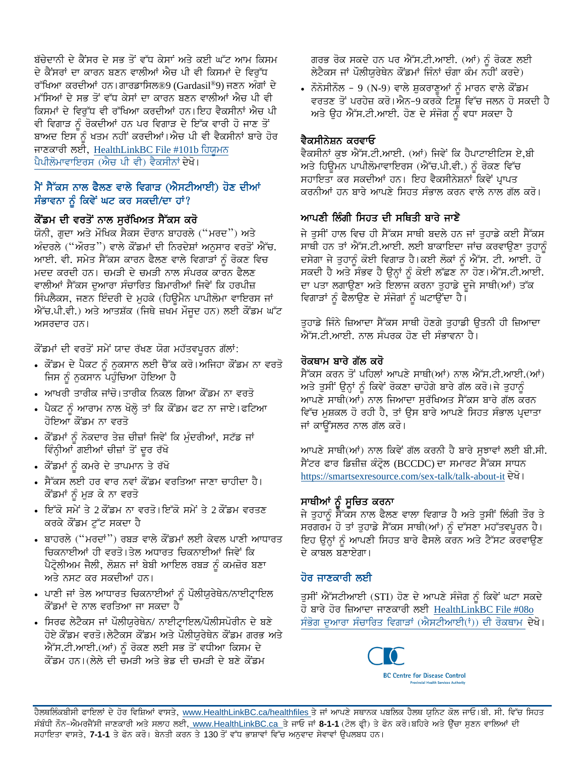ਬੱਚੇਦਾਨੀ ਦੇ ਕੈਂਸਰ ਦੇ ਸਭ ਤੋਂ ਵੱਧ ਕੇਸਾਂ ਅਤੇ ਕਈ ਘੱਟ ਆਮ ਕਿਸਮ ਦੇ ਕੈਂਸਰਾਂ ਦਾ ਕਾਰਨ ਬਣਨ ਵਾਲੀਆਂ ਐਚ ਪੀ ਵੀ ਕਿਸਮਾਂ ਦੇ ਵਿਰੁੱਧ ਰੱਖਿਆ ਕਰਦੀਆਂ ਹਨ। ਗਾਰਡਾਸਿਲ®9 (Gardasil®9) ਜਣਨ ਅੰਗਾਂ ਦੇ ਮੱਸਿਆਂ ਦੇ ਸਭ ਤੋਂ ਵੱਧ ਕੇਸਾਂ ਦਾ ਕਾਰਨ ਬਣਨ ਵਾਲੀਆਂ ਐਚ ਪੀ ਵੀ ਕਿਸਮਾਂ ਦੇ ਵਿਰੁੱਧ ਵੀ ਰੱਖਿਆ ਕਰਦੀਆਂ ਹਨ। ਇਹ ਵੈਕਸੀਨਾਂ ਐਚ ਪੀ ਵੀ ਵਿਗਾੜ ਨੂੰ ਰੋਕਦੀਆਂ ਹਨ ਪਰ ਵਿਗਾੜ ਦੇ ਇੱਕ ਵਾਰੀ ਹੋ ਜਾਣ ਤੋਂ ਬਾਅਦ ਇਸ ਨੂੰ ਖਤਮ ਨਹੀਂ ਕਰਦੀਆਂ। ਐਚ ਪੀ ਵੀ ਵੈਕਸੀਨਾਂ ਬਾਰੇ ਹੋਰ ਜਾਣਕਾਰੀ ਲਈ, HealthLinkBC File #101b ਹਿਊਮਨ ਪੈਪੀਲੋਮਾਵਾਇਰਸ (ਐਚ ਪੀ ਵੀ) ਵੈਕਸੀਨਾਂ ਦੇਖੋ।

## ਮੈਂ ਸੈੱਕਸ ਨਾਲ ਫੈਲਣ ਵਾਲੇ ਵਿਗਾੜ (ਐਸਟੀਆਈ) ਹੋਣ ਦੀਆਂ ਸੰਭਾਵਨਾ ਨੂੰ ਕਿਵੇਂ ਘਟ ਕਰ ਸਕਦੀ/ਦਾ ਹਾਂ?

### ਕੌਂਡਮ ਦੀ ਵਰਤੋਂ ਨਾਲ ਸੁਰੱਖਿਅਤ ਸੈੱਕਸ ਕਰੋ

ਯੋਨੀ, ਗੁਦਾ ਅਤੇ ਮੌਖਿਕ ਸੈਕਸ ਦੌਰਾਨ ਬਾਹਰਲੇ ("ਮਰਦ") ਅਤੇ ਅੰਦਰਲੇ ("ਔਰਤ") ਵਾਲੇ ਕੌਂਡਮਾਂ ਦੀ ਨਿਰਦੇਸ਼ਾਂ ਅਨੁਸਾਰ ਵਰਤੋਂ ਐੱਚ. ਆਈ. ਵੀ. ਸਮੇਤ ਸੈੱਕਸ ਕਾਰਨ ਫੈਲਣ ਵਾਲੇ ਵਿਗਾੜਾਂ ਨੂੰ ਰੋਕਣ ਵਿਚ ਮਦਦ ਕਰਦੀ ਹਨ। ਚਮੜੀ ਦੇ ਚਮੜੀ ਨਾਲ ਸੰਪਰਕ ਕਾਰਨ ਫੈਲਣ ਵਾਲੀਆਂ ਸੈੱਕਸ ਦੁਆਰਾ ਸੰਚਾਰਿਤ ਬਿਮਾਰੀਆਂ ਜਿਵੇਂ ਕਿ ਹਰਪੀਜ਼ ਸਿੰਪਲੈਕਸ, ਜਣਨ ਇੰਦਰੀ ਦੇ ਮੁਹਕੇ (ਹਿਊਮੈਨ ਪਾਪੀਲੋਮਾ ਵਾਇਰਸ ਜਾਂ ਐੱਚ.ਪੀ.ਵੀ.) ਅਤੇ ਆਤਸ਼ੱਕ (ਜਿਥੇ ਜ਼ਖਮ ਮੌਜੂਦ ਹਨ) ਲਈ ਕੌਂਡਮ ਘੱਟ ਅਸਰਦਾਰ ਹਨ।

ਕੌਂਡਮਾਂ ਦੀ ਵਰਤੋਂ ਸਮੇਂ ਯਾਦ ਰੱਖਣ ਯੋਗ ਮਹੱਤਵਪੂਰਨ ਗੱਲਾਂ:

- ਕੌਂਡਮ ਦੇ ਪੈਕਟ ਨੂੰ ਨੁਕਸਾਨ ਲਈ ਚੈੱਕ ਕਰੋ। ਅਜਿਹਾ ਕੌਂਡਮ ਨਾ ਵਰਤੋ ਜਿਸ ਨੂੰ ਨੁਕਸਾਨ ਪਹੁੰਚਿਆ ਹੋਇਆ ਹੈ
- ਆਖਰੀ ਤਾਰੀਕ ਜਾਂਚੋ। ਤਾਰੀਕ ਨਿਕਲ ਗਿਆ ਕੌਂਡਮ ਨਾ ਵਰਤੋ
- ਪੈਕਟ ਨੂੰ ਆਰਾਮ ਨਾਲ ਖੋਲ੍ਹੋ ਤਾਂ ਕਿ ਕੌਂਡਮ ਫਟ ਨਾ ਜਾਏ। ਫਟਿਆ ਹੋਇਆ ਕੌਂਡਮ ਨਾ ਵਰਤੋ
- ਕੌਂਡਮਾਂ ਨੂੰ ਨੋਕਦਾਰ ਤੇਜ਼ ਚੀਜ਼ਾਂ ਜਿਵੇਂ ਕਿ ਮੁੰਦਰੀਆਂ, ਸਟੱਡ ਜਾਂ ਵਿੰਨ੍ਹੀਆਂ ਗਈਆਂ ਚੀਜ਼ਾਂ ਤੋਂ ਦੂਰ ਰੱਖੋ
- ਕੌਂਡਮਾਂ ਨੂੰ ਕਮਰੇ ਦੇ ਤਾਪਮਾਨ ਤੇ ਰੱਖੋ
- ਸੈੱਕਸ ਲਈ ਹਰ ਵਾਰ ਨਵਾਂ ਕੌਂਡਮ ਵਰਤਿਆ ਜਾਣਾ ਚਾਹੀਦਾ ਹੈ। ਕੌਂਡਮਾਂ ਨੂੰ ਮੁੜ ਕੇ ਨਾ ਵਰਤੋ
- ਇੱਕੋ ਸਮੇਂ ਤੇ 2 ਕੌਂਡਮ ਨਾ ਵਰਤੋ। ਇੱਕੋ ਸਮੇਂ ਤੇ 2 ਕੌਂਡਮ ਵਰਤਣ ਕਰਕੇ ਕੌਂਡਮ ਟੁੱਟ ਸਕਦਾ ਹੈ
- ਬਾਹਰਲੇ ("ਮਰਦਾਂ") ਰਬੜ ਵਾਲੇ ਕੌਂਡਮਾਂ ਲਈ ਕੇਵਲ ਪਾਣੀ ਆਧਾਰਤ ਚਿਕਨਾਈਆਂ ਹੀ ਵਰਤੋ। ਤੇਲ ਅਧਾਰਤ ਚਿਕਨਾਈਆਂ ਜਿਵੇਂ ਕਿ ਪੈਟ੍ਰੋਲੀਅਮ ਜੈਲੀ, ਲੋਸ਼ਨ ਜਾਂ ਬੇਬੀ ਆਇਲ ਰਬੜ ਨੂੰ ਕਮਜ਼ੋਰ ਬਣਾ ਅਤੇ ਨਸਟ ਕਰ ਸਕਦੀਆਂ ਹਨ।
- ਪਾਣੀ ਜਾਂ ਤੇਲ ਆਧਾਰਤ ਚਿਕਨਾਈਆਂ ਨੂੰ ਪੌਲੀਯੂਰੇਥੇਨ/ਨਾਈਟ੍ਰਾਇਲ ਕੌਂਡਮਾਂ ਦੇ ਨਾਲ ਵਰਤਿਆ ਜਾ ਸਕਦਾ ਹੈ
- ਸਿਰਫ ਲੇਟੈਕਸ ਜਾਂ ਪੌਲੀਯੂਰੇਥੇਨ/ ਨਾਈਟ੍ਰਾਇਲ/ਪੌਲੀਸਪੋਰੀਨ ਦੇ ਬਣੇ ਹੋਏ ਕੌਂਡਮ ਵਰਤੋ। ਲੇਟੈਕਸ ਕੌਂਡਮ ਅਤੇ ਪੌਲੀਯੂਰੇਥੇਨ ਕੌਂਡਮ ਗਰਭ ਅਤੇ ਐੱਸ.ਟੀ.ਆਈ.(ਆਂ) ਨੂੰ ਰੋਕਣ ਲਈ ਸਭ ਤੋਂ ਵਧੀਆ ਕਿਸਮ ਦੇ ਕੌਂਡਮ ਹਨ। (ਲੇਲੇ ਦੀ ਚਮੜੀ ਅਤੇ ਭੇਡ ਦੀ ਚਮੜੀ ਦੇ ਬਣੇ ਕੌਂਡਮ ਗਰਭ ਰੋਕ ਸਕਦੇ ਹਨ ਪਰ ਐੱਸ.ਟੀ.ਆਈ. (ਆਂ) ਨੂੰ ਰੋਕਣ ਲਈ ਲੇਟੈਕਸ ਜਾਂ ਪੌਲੀਯੂਰੇਥੇਨ ਕੌਂਡਮਾਂ ਜਿੰਨਾਂ ਚੰਗਾ ਕੰਮ ਨਹੀਂ ਕਰਦੇ)
- ਨੋਨੋਸੀਨੋਲ - 9 (N-9) ਵਾਲੇ ਸ਼ੁਕਰਾਣੂਆਂ ਨੂੰ ਮਾਰਨ ਵਾਲੇ ਕੌਂਡਮ ਵਰਤਣ ਤੋਂ ਪਰਹੇਜ਼ ਕਰੋ। ਐਨ-9 ਕਰਕੇ ਟਿਸ਼ੂ ਵਿੱਚ ਜਲਨ ਹੋ ਸਕਦੀ ਹੈ ਅਤੇ ਉਹ ਐੱਸ.ਟੀ.ਆਈ. ਹੋਣ ਦੇ ਸੰਜੋਗ ਨੂੰ ਵਧਾ ਸਕਦਾ ਹੈ

### ਵੈਕਸੀਨੇਸ਼ਨ ਕਰਵਾਓ

ਵੈਕਸੀਨਾਂ ਕੁਝ ਐੱਸ.ਟੀ.ਆਈ. (ਆਂ) ਜਿਵੇਂ ਕਿ ਹੈਪਾਟਾਈਟਿਸ ਏ,ਬੀ ਅਤੇ ਹਿਊਮਨ ਪਾਪੀਲੋਮਾਵਾਇਰਸ (ਐੱਚ.ਪੀ.ਵੀ.) ਨੂੰ ਰੋਕਣ ਵਿੱਚ ਸਹਾਇਤਾ ਕਰ ਸਕਦੀਆਂ ਹਨ। ਇਹ ਵੈਕਸੀਨੇਸ਼ਨਾਂ ਕਿਵੇਂ ਪ੍ਰਾਪਤ ਕਰਨੀਆਂ ਹਨ ਬਾਰੇ ਆਪਣੇ ਸਿਹਤ ਸੰਭਾਲ ਕਰਨ ਵਾਲੇ ਨਾਲ ਗੱਲ ਕਰੋ।

### ਆਪਣੀ ਲਿੰਗੀ ਸਿਹਤ ਦੀ ਸਥਿਤੀ ਬਾਰੇ ਜਾਣੋ

ਜੇ ਤੁਸੀਂ ਹਾਲ ਵਿਚ ਹੀ ਸੈੱਕਸ ਸਾਥੀ ਬਦਲੇ ਹਨ ਜਾਂ ਤੁਹਾਡੇ ਕਈ ਸੈੱਕਸ ਸਾਥੀ ਹਨ ਤਾਂ ਐੱਸ.ਟੀ.ਆਈ. ਲਈ ਬਾਕਾਇਦਾ ਜਾਂਚ ਕਰਵਾਉਣਾ ਤੁਹਾਨੂੰ ਦਸੇਗਾ ਜੇ ਤੁਹਾਨੂੰ ਕੋਈ ਵਿਗਾੜ ਹੈ। ਕਈ ਲੋਕਾਂ ਨੂੰ ਐੱਸ. ਟੀ. ਆਈ. ਹੋ ਸਕਦੀ ਹੈ ਅਤੇ ਸੰਭਵ ਹੈ ਉਨ੍ਹਾਂ ਨੂੰ ਕੋਈ ਲੱਛਣ ਨਾ ਹੋਣ। ਐੱਸ.ਟੀ.ਆਈ. ਦਾ ਪਤਾ ਲਗਾਉਣਾ ਅਤੇ ਇਲਾਜ ਕਰਨਾ ਤੁਹਾਡੇ ਦੂਜੇ ਸਾਥੀ(ਆਂ) ਤੱਕ ਵਿਗਾੜਾਂ ਨੂੰ ਫੈਲਾਉਣ ਦੇ ਸੰਜੋਗਾਂ ਨੂੰ ਘਟਾਉਂਦਾ ਹੈ।

ਤੁਹਾਡੇ ਜਿੰਨੇ ਜ਼ਿਆਦਾ ਸੈੱਕਸ ਸਾਥੀ ਹੋਣਗੇ ਤੁਹਾਡੀ ਉਤਨੀ ਹੀ ਜ਼ਿਆਦਾ ਐੱਸ.ਟੀ.ਆਈ. ਨਾਲ ਸੰਪਰਕ ਹੋਣ ਦੀ ਸੰਭਾਵਨਾ ਹੈ।

### ਰੋਕਥਾਮ ਬਾਰੇ ਗੱਲ ਕਰੋ

ਸੈੱਕਸ ਕਰਨ ਤੋਂ ਪਹਿਲਾਂ ਆਪਣੇ ਸਾਥੀ(ਆਂ) ਨਾਲ ਐੱਸ.ਟੀ.ਆਈ.(ਆਂ) ਅਤੇ ਤੁਸੀਂ ਉਨ੍ਹਾਂ ਨੂੰ ਕਿਵੇਂ ਰੋਕਣਾ ਚਾਹੋਗੇ ਬਾਰੇ ਗੱਲ ਕਰੋ। ਜੇ ਤੁਹਾਨੂੰ ਆਪਣੇ ਸਾਥੀ(ਆਂ) ਨਾਲ ਜ਼ਿਆਦਾ ਸੁਰੱਖਿਅਤ ਸੈੱਕਸ ਬਾਰੇ ਗੱਲ ਕਰਨ ਵਿੱਚ ਮੁਸ਼ਕਲ ਹੋ ਰਹੀ ਹੈ, ਤਾਂ ਉਸ ਬਾਰੇ ਆਪਣੇ ਸਿਹਤ ਸੰਭਾਲ ਪ੍ਰਦਾਤਾ ਜਾਂ ਕਾਊਂਸਲਰ ਨਾਲ ਗੱਲ ਕਰੋ।

ਆਪਣੇ ਸਾਥੀ(ਆਂ) ਨਾਲ ਕਿਵੇਂ ਗੱਲ ਕਰਨੀ ਹੈ ਬਾਰੇ ਸੁਝਾਵਾਂ ਲਈ ਬੀ.ਸੀ. ਸੈਂਟਰ ਫਾਰ ਡਿਜ਼ੀਜ਼ ਕੰਟ੍ਰੋਲ (BCCDC) ਦਾ ਸਮਾਰਟ ਸੈੱਕਸ ਸਾਧਨ https://smartsexresource.com/sex-talk/talk-about-it ਦੇਖੋ।

### ਸਾਥੀਆਂ ਨੂੰ ਸੂਚਿਤ ਕਰਨਾ

ਜੇ ਤੁਹਾਨੂੰ ਸੈੱਕਸ ਨਾਲ ਫੈਲਣ ਵਾਲਾ ਵਿਗਾੜ ਹੈ ਅਤੇ ਤੁਸੀਂ ਲਿੰਗੀ ਤੌਰ ਤੇ ਸਰਗਰਮ ਹੋ ਤਾਂ ਤੁਹਾਡੇ ਸੈੱਕਸ ਸਾਥੀ(ਆਂ) ਨੂੰ ਦੱਸਣਾ ਮਹੱਤਵਪੂਰਨ ਹੈ। ਇਹ ਉਨ੍ਹਾਂ ਨੂੰ ਆਪਣੀ ਸਿਹਤ ਬਾਰੇ ਫੈਸਲੇ ਕਰਨ ਅਤੇ ਟੈੱਸਟ ਕਰਵਾਉਣ ਦੇ ਕਾਬਲ ਬਣਾਏਗਾ।

## ਹੋਰ ਜਾਣਕਾਰੀ ਲਈ

ਤੁਸੀਂ ਐੱਸਟੀਆਈ (STI) ਹੋਣ ਦੇ ਆਪਣੇ ਸੰਜੋਗ ਨੂੰ ਕਿਵੇਂ ਘਟਾ ਸਕਦੇ ਹੋ ਬਾਰੇ ਹੋਰ ਜ਼ਿਆਦਾ ਜਾਣਕਾਰੀ ਲਈ HealthLinkBC File #08o ਸੰਭੋਗ ਦੁਆਰਾ ਸੰਚਾਰਿਤ ਵਿਗਾੜਾਂ (ਐਸਟੀਆਈ(ਾਂ)) ਦੀ ਰੋਕਥਾਮ ਦੇਖੋ।

BC Centre for Disease Control
Provincial Health Services Authority

ਹੈਲਥਲਿੰਕਬੀਸੀ ਫਾਇਲਾਂ ਦੇ ਹੋਰ ਵਿਸ਼ਿਆਂ ਵਾਸਤੇ, www.HealthLinkBC.ca/healthfiles ਤੇ ਜਾਂ ਆਪਣੇ ਸਥਾਨਕ ਪਬਲਿਕ ਹੈਲਥ ਯੂਨਿਟ ਕੋਲ ਜਾਓ। ਬੀ. ਸੀ. ਵਿੱਚ ਸਿਹਤ ਸੰਬੰਧੀ ਨੌਨ-ਐਮਰਜੈਂਸੀ ਜਾਣਕਾਰੀ ਅਤੇ ਸਲਾਹ ਲਈ, www.HealthLinkBC.ca ਤੇ ਜਾਓ ਜਾਂ **8-1-1** (ਟੋਲ ਫ੍ਰੀ) ਤੇ ਫੋਨ ਕਰੋ। ਬਹਿਰੇ ਅਤੇ ਉੱਚਾ ਸੁਣਨ ਵਾਲਿਆਂ ਦੀ ਸਹਾਇਤਾ ਵਾਸਤੇ, **7-1-1** ਤੇ ਫੋਨ ਕਰੋ। ਬੇਨਤੀ ਕਰਨ ਤੇ 130 ਤੋਂ ਵੱਧ ਭਾਸ਼ਾਵਾਂ ਵਿੱਚ ਅਨੁਵਾਦ ਸੇਵਾਵਾਂ ਉਪਲਬਧ ਹਨ।